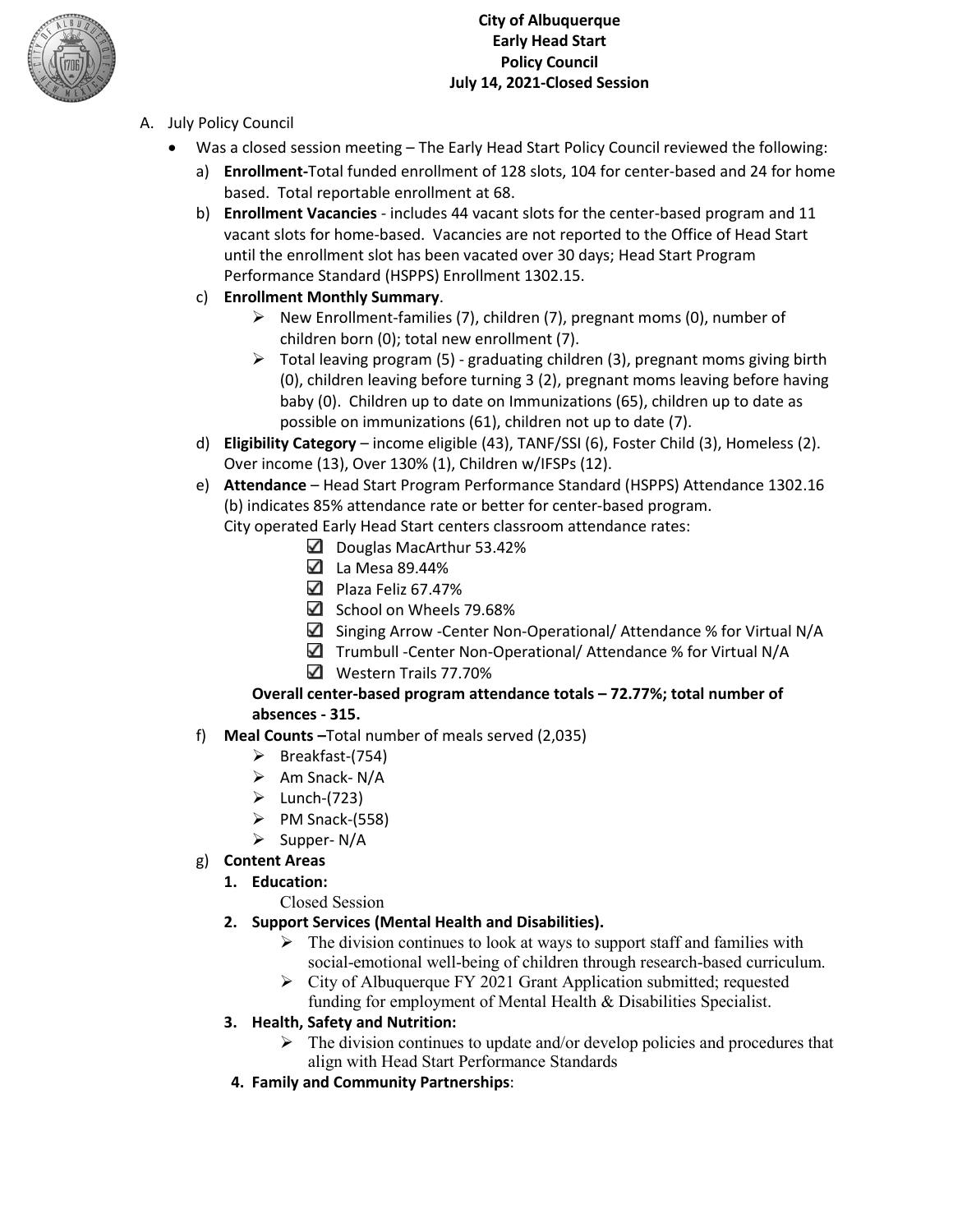# City of Albuquerque
## Early Head Start
## Policy Council
## July 14, 2021-Closed Session

A. July Policy Council

- Was a closed session meeting – The Early Head Start Policy Council reviewed the following:

  a) **Enrollment-**Total funded enrollment of 128 slots, 104 for center-based and 24 for home based. Total reportable enrollment at 68.

  b) **Enrollment Vacancies** - includes 44 vacant slots for the center-based program and 11 vacant slots for home-based. Vacancies are not reported to the Office of Head Start until the enrollment slot has been vacated over 30 days; Head Start Program Performance Standard (HSPPS) Enrollment 1302.15.

  c) **Enrollment Monthly Summary**.
     - New Enrollment-families (7), children (7), pregnant moms (0), number of children born (0); total new enrollment (7).
     - Total leaving program (5) - graduating children (3), pregnant moms giving birth (0), children leaving before turning 3 (2), pregnant moms leaving before having baby (0). Children up to date on Immunizations (65), children up to date as possible on immunizations (61), children not up to date (7).

  d) **Eligibility Category** – income eligible (43), TANF/SSI (6), Foster Child (3), Homeless (2). Over income (13), Over 130% (1), Children w/IFSPs (12).

  e) **Attendance** – Head Start Program Performance Standard (HSPPS) Attendance 1302.16 (b) indicates 85% attendance rate or better for center-based program.
     City operated Early Head Start centers classroom attendance rates:
     - ☑ Douglas MacArthur 53.42%
     - ☑ La Mesa 89.44%
     - ☑ Plaza Feliz 67.47%
     - ☑ School on Wheels 79.68%
     - ☑ Singing Arrow -Center Non-Operational/ Attendance % for Virtual N/A
     - ☑ Trumbull -Center Non-Operational/ Attendance % for Virtual N/A
     - ☑ Western Trails 77.70%

     **Overall center-based program attendance totals – 72.77%; total number of absences - 315.**

  f) **Meal Counts –**Total number of meals served (2,035)
     - Breakfast-(754)
     - Am Snack- N/A
     - Lunch-(723)
     - PM Snack-(558)
     - Supper- N/A

  g) **Content Areas**

     1. **Education:**
        Closed Session
     2. **Support Services (Mental Health and Disabilities).**
        - The division continues to look at ways to support staff and families with social-emotional well-being of children through research-based curriculum.
        - City of Albuquerque FY 2021 Grant Application submitted; requested funding for employment of Mental Health & Disabilities Specialist.
     3. **Health, Safety and Nutrition:**
        - The division continues to update and/or develop policies and procedures that align with Head Start Performance Standards
     4. **Family and Community Partnerships**: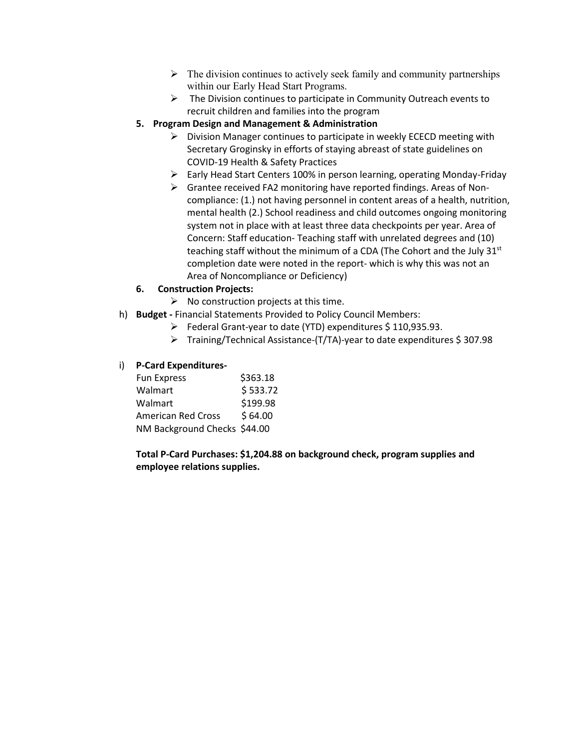- The division continues to actively seek family and community partnerships within our Early Head Start Programs.
- The Division continues to participate in Community Outreach events to recruit children and families into the program

**5. Program Design and Management & Administration**

- Division Manager continues to participate in weekly ECECD meeting with Secretary Groginsky in efforts of staying abreast of state guidelines on COVID-19 Health & Safety Practices
- Early Head Start Centers 100% in person learning, operating Monday-Friday
- Grantee received FA2 monitoring have reported findings. Areas of Non-compliance: (1.) not having personnel in content areas of a health, nutrition, mental health (2.) School readiness and child outcomes ongoing monitoring system not in place with at least three data checkpoints per year. Area of Concern: Staff education- Teaching staff with unrelated degrees and (10) teaching staff without the minimum of a CDA (The Cohort and the July 31st completion date were noted in the report- which is why this was not an Area of Noncompliance or Deficiency)

**6. Construction Projects:**

- No construction projects at this time.

h) **Budget -** Financial Statements Provided to Policy Council Members:

- Federal Grant-year to date (YTD) expenditures $ 110,935.93.
- Training/Technical Assistance-(T/TA)-year to date expenditures $ 307.98

i) **P-Card Expenditures-**

| | |
|---|---|
| Fun Express | $363.18 |
| Walmart | $ 533.72 |
| Walmart | $199.98 |
| American Red Cross | $ 64.00 |
| NM Background Checks | $44.00 |

**Total P-Card Purchases: $1,204.88 on background check, program supplies and employee relations supplies.**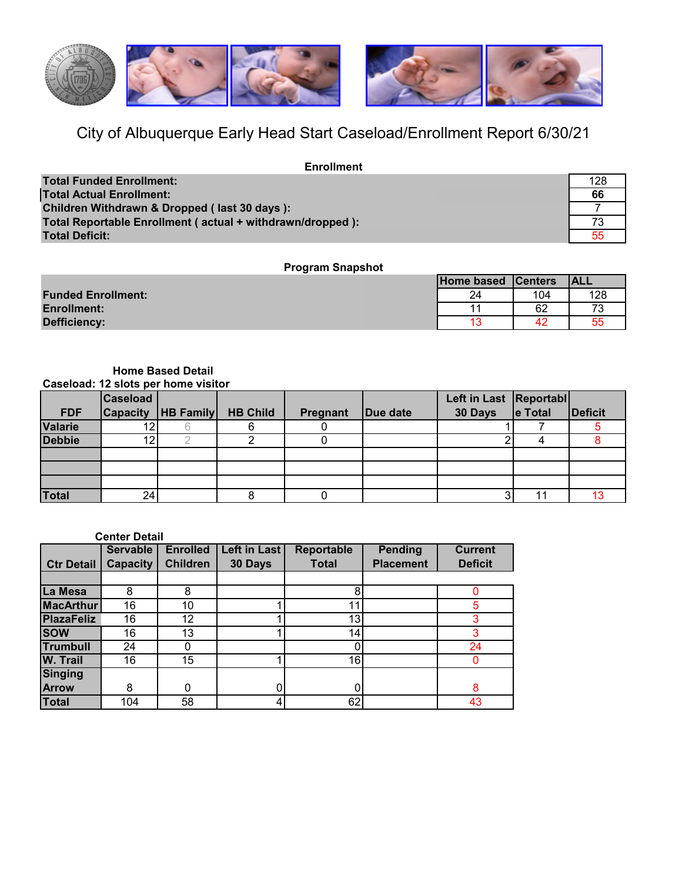# City of Albuquerque Early Head Start Caseload/Enrollment Report 6/30/21

### Enrollment

| | |
|---|---|
| Total Funded Enrollment: | 128 |
| Total Actual Enrollment: | **66** |
| Children Withdrawn & Dropped ( last 30 days ): | 7 |
| Total Reportable Enrollment ( actual + withdrawn/dropped ): | 73 |
| Total Deficit: | 55 |

### Program Snapshot

| | Home based | Centers | ALL |
|---|---|---|---|
| Funded Enrollment: | 24 | 104 | 128 |
| Enrollment: | 11 | 62 | 73 |
| Defficiency: | 13 | 42 | 55 |

### Home Based Detail

**Caseload: 12 slots per home visitor**

| FDF | Caseload Capacity | HB Family | HB Child | Pregnant | Due date | Left in Last 30 Days | Reportable Total | Deficit |
|---|---|---|---|---|---|---|---|---|
| Valarie | 12 | 6 | 6 | 0 | | 1 | 7 | 5 |
| Debbie | 12 | 2 | 2 | 0 | | 2 | 4 | 8 |
| | | | | | | | | |
| | | | | | | | | |
| | | | | | | | | |
| Total | 24 | | 8 | 0 | | 3 | 11 | 13 |

### Center Detail

| Ctr Detail | Servable Capacity | Enrolled Children | Left in Last 30 Days | Reportable Total | Pending Placement | Current Deficit |
|---|---|---|---|---|---|---|
| La Mesa | 8 | 8 | | 8 | | 0 |
| MacArthur | 16 | 10 | 1 | 11 | | 5 |
| PlazaFeliz | 16 | 12 | 1 | 13 | | 3 |
| SOW | 16 | 13 | 1 | 14 | | 3 |
| Trumbull | 24 | 0 | | 0 | | 24 |
| W. Trail | 16 | 15 | 1 | 16 | | 0 |
| Singing Arrow | 8 | 0 | 0 | 0 | | 8 |
| Total | 104 | 58 | 4 | 62 | | 43 |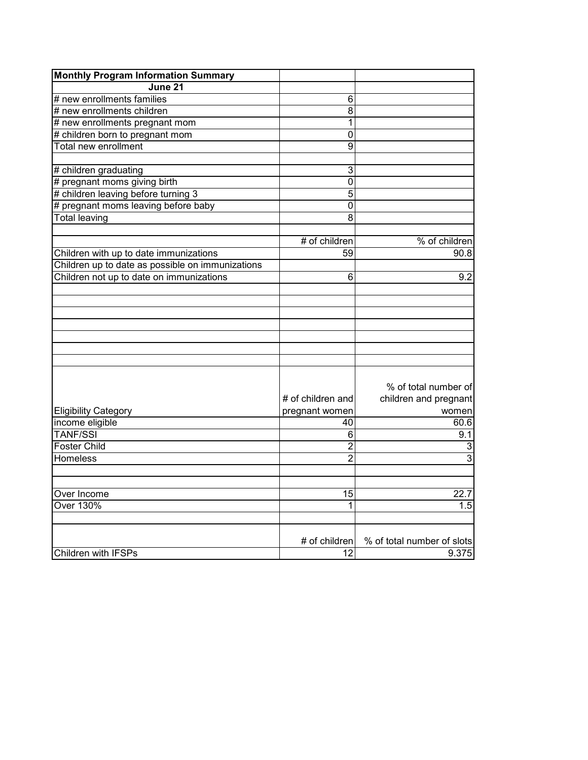| Monthly Program Information Summary | | |
|---|---|---|
| June 21 | | |
| # new enrollments families | 6 | |
| # new enrollments children | 8 | |
| # new enrollments pregnant mom | 1 | |
| # children born to pregnant mom | 0 | |
| Total new enrollment | 9 | |
| | | |
| # children graduating | 3 | |
| # pregnant moms giving birth | 0 | |
| # children leaving before turning 3 | 5 | |
| # pregnant moms leaving before baby | 0 | |
| Total leaving | 8 | |
| | | |
| | # of children | % of children |
| Children with up to date immunizations | 59 | 90.8 |
| Children up to date as possible on immunizations | | |
| Children not up to date on immunizations | 6 | 9.2 |
| | | |
| | | |
| | | |
| | | |
| | | |
| | | |
| | | |
| Eligibility Category | # of children and pregnant women | % of total number of children and pregnant women |
| income eligible | 40 | 60.6 |
| TANF/SSI | 6 | 9.1 |
| Foster Child | 2 | 3 |
| Homeless | 2 | 3 |
| | | |
| | | |
| Over Income | 15 | 22.7 |
| Over 130% | 1 | 1.5 |
| | | |
| | # of children | % of total number of slots |
| Children with IFSPs | 12 | 9.375 |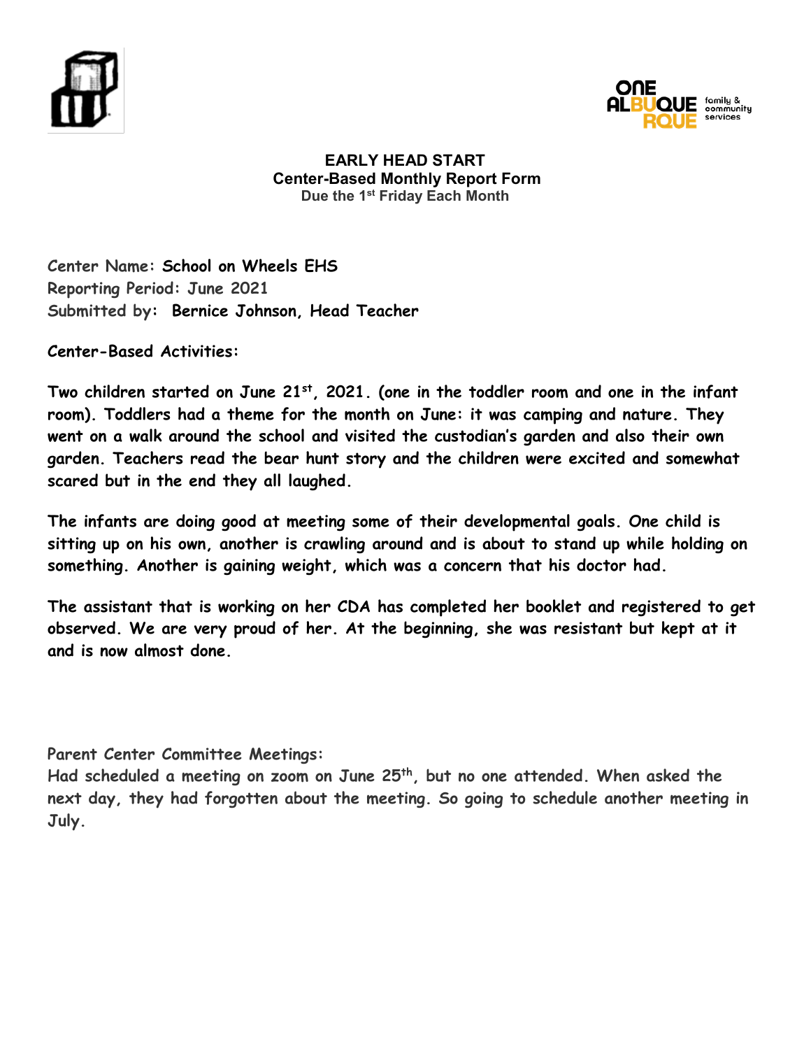**EARLY HEAD START**
**Center-Based Monthly Report Form**
**Due the 1st Friday Each Month**

Center Name: **School on Wheels EHS**
Reporting Period: June 2021
Submitted by: **Bernice Johnson, Head Teacher**

**Center-Based Activities:**

**Two children started on June 21st, 2021. (one in the toddler room and one in the infant room). Toddlers had a theme for the month on June: it was camping and nature. They went on a walk around the school and visited the custodian's garden and also their own garden. Teachers read the bear hunt story and the children were excited and somewhat scared but in the end they all laughed.**

**The infants are doing good at meeting some of their developmental goals. One child is sitting up on his own, another is crawling around and is about to stand up while holding on something. Another is gaining weight, which was a concern that his doctor had.**

**The assistant that is working on her CDA has completed her booklet and registered to get observed. We are very proud of her. At the beginning, she was resistant but kept at it and is now almost done.**

Parent Center Committee Meetings:
Had scheduled a meeting on zoom on June 25th, but no one attended. When asked the next day, they had forgotten about the meeting. So going to schedule another meeting in July.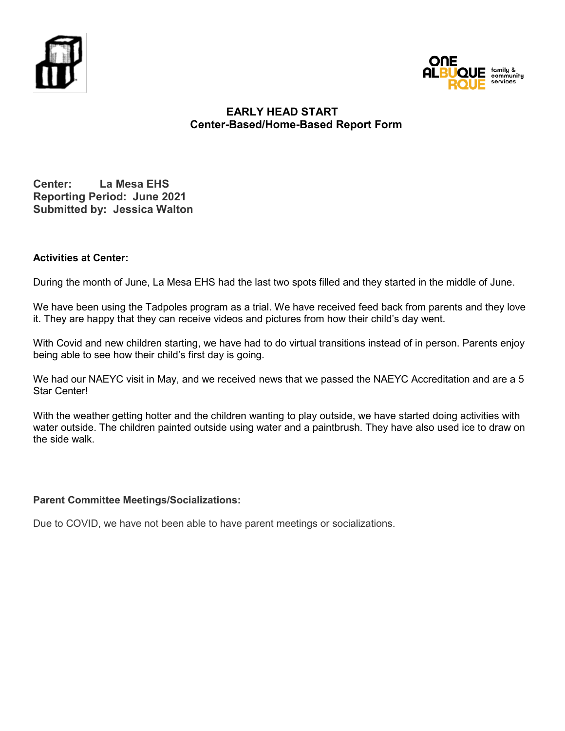## EARLY HEAD START
## Center-Based/Home-Based Report Form

**Center: La Mesa EHS**
**Reporting Period: June 2021**
**Submitted by: Jessica Walton**

**Activities at Center:**

During the month of June, La Mesa EHS had the last two spots filled and they started in the middle of June.

We have been using the Tadpoles program as a trial. We have received feed back from parents and they love it. They are happy that they can receive videos and pictures from how their child's day went.

With Covid and new children starting, we have had to do virtual transitions instead of in person. Parents enjoy being able to see how their child's first day is going.

We had our NAEYC visit in May, and we received news that we passed the NAEYC Accreditation and are a 5 Star Center!

With the weather getting hotter and the children wanting to play outside, we have started doing activities with water outside. The children painted outside using water and a paintbrush. They have also used ice to draw on the side walk.

**Parent Committee Meetings/Socializations:**

Due to COVID, we have not been able to have parent meetings or socializations.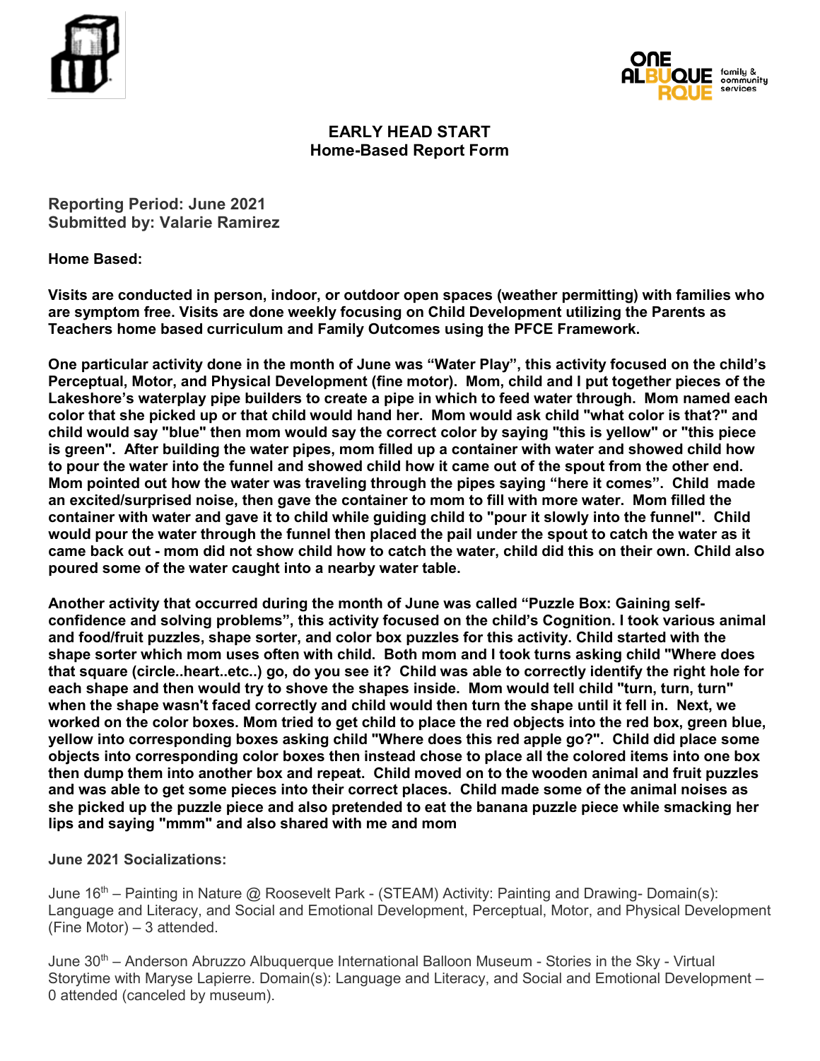## EARLY HEAD START
### Home-Based Report Form

**Reporting Period: June 2021**
**Submitted by: Valarie Ramirez**

**Home Based:**

**Visits are conducted in person, indoor, or outdoor open spaces (weather permitting) with families who are symptom free. Visits are done weekly focusing on Child Development utilizing the Parents as Teachers home based curriculum and Family Outcomes using the PFCE Framework.**

**One particular activity done in the month of June was “Water Play”, this activity focused on the child’s Perceptual, Motor, and Physical Development (fine motor). Mom, child and I put together pieces of the Lakeshore’s waterplay pipe builders to create a pipe in which to feed water through. Mom named each color that she picked up or that child would hand her. Mom would ask child "what color is that?" and child would say "blue" then mom would say the correct color by saying "this is yellow" or "this piece is green". After building the water pipes, mom filled up a container with water and showed child how to pour the water into the funnel and showed child how it came out of the spout from the other end. Mom pointed out how the water was traveling through the pipes saying “here it comes”. Child made an excited/surprised noise, then gave the container to mom to fill with more water. Mom filled the container with water and gave it to child while guiding child to "pour it slowly into the funnel". Child would pour the water through the funnel then placed the pail under the spout to catch the water as it came back out - mom did not show child how to catch the water, child did this on their own. Child also poured some of the water caught into a nearby water table.**

**Another activity that occurred during the month of June was called “Puzzle Box: Gaining self-confidence and solving problems”, this activity focused on the child’s Cognition. I took various animal and food/fruit puzzles, shape sorter, and color box puzzles for this activity. Child started with the shape sorter which mom uses often with child. Both mom and I took turns asking child "Where does that square (circle..heart..etc..) go, do you see it? Child was able to correctly identify the right hole for each shape and then would try to shove the shapes inside. Mom would tell child "turn, turn, turn" when the shape wasn't faced correctly and child would then turn the shape until it fell in. Next, we worked on the color boxes. Mom tried to get child to place the red objects into the red box, green blue, yellow into corresponding boxes asking child "Where does this red apple go?". Child did place some objects into corresponding color boxes then instead chose to place all the colored items into one box then dump them into another box and repeat. Child moved on to the wooden animal and fruit puzzles and was able to get some pieces into their correct places. Child made some of the animal noises as she picked up the puzzle piece and also pretended to eat the banana puzzle piece while smacking her lips and saying "mmm" and also shared with me and mom**

**June 2021 Socializations:**

June 16th – Painting in Nature @ Roosevelt Park - (STEAM) Activity: Painting and Drawing- Domain(s): Language and Literacy, and Social and Emotional Development, Perceptual, Motor, and Physical Development (Fine Motor) – 3 attended.

June 30th – Anderson Abruzzo Albuquerque International Balloon Museum - Stories in the Sky - Virtual Storytime with Maryse Lapierre. Domain(s): Language and Literacy, and Social and Emotional Development – 0 attended (canceled by museum).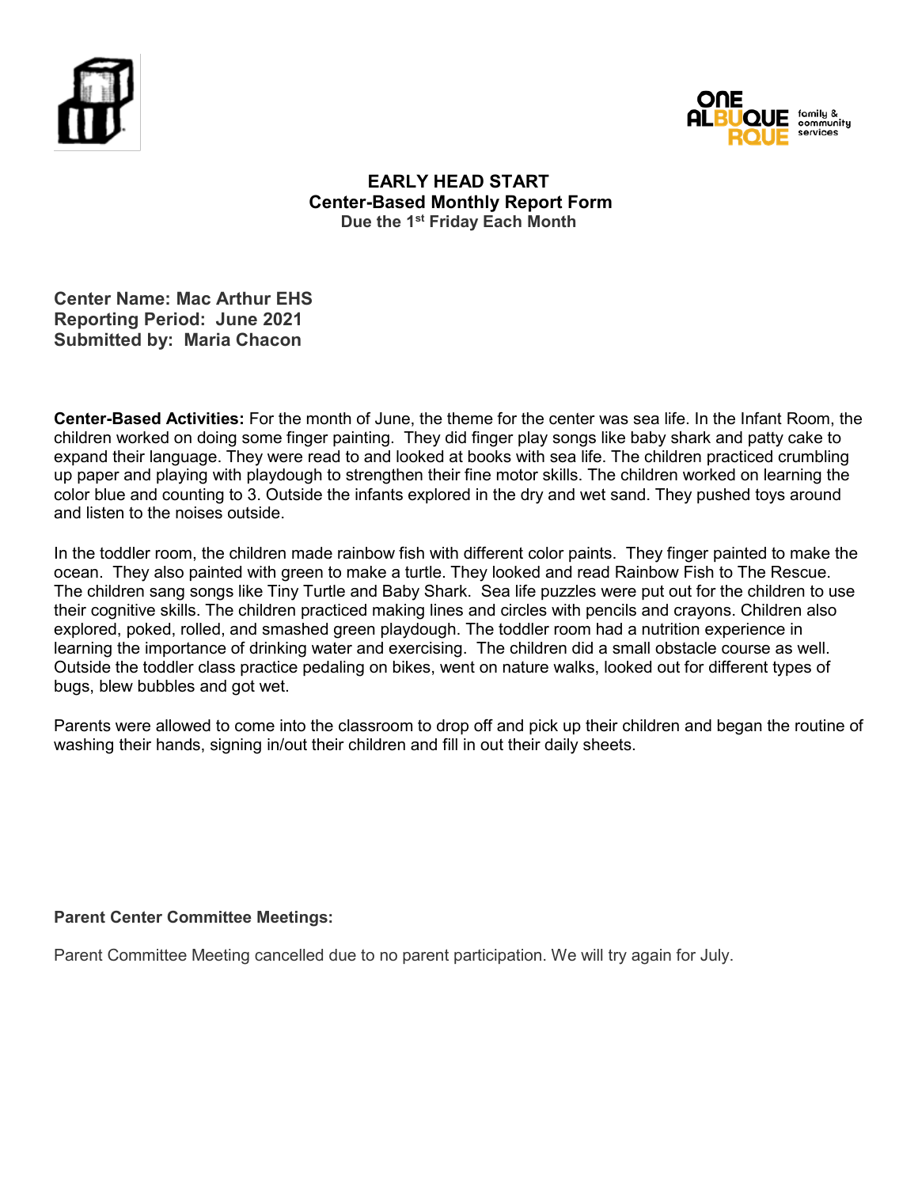# EARLY HEAD START
## Center-Based Monthly Report Form
**Due the 1st Friday Each Month**

**Center Name: Mac Arthur EHS**
**Reporting Period: June 2021**
**Submitted by: Maria Chacon**

**Center-Based Activities:** For the month of June, the theme for the center was sea life. In the Infant Room, the children worked on doing some finger painting. They did finger play songs like baby shark and patty cake to expand their language. They were read to and looked at books with sea life. The children practiced crumbling up paper and playing with playdough to strengthen their fine motor skills. The children worked on learning the color blue and counting to 3. Outside the infants explored in the dry and wet sand. They pushed toys around and listen to the noises outside.

In the toddler room, the children made rainbow fish with different color paints. They finger painted to make the ocean. They also painted with green to make a turtle. They looked and read Rainbow Fish to The Rescue. The children sang songs like Tiny Turtle and Baby Shark. Sea life puzzles were put out for the children to use their cognitive skills. The children practiced making lines and circles with pencils and crayons. Children also explored, poked, rolled, and smashed green playdough. The toddler room had a nutrition experience in learning the importance of drinking water and exercising. The children did a small obstacle course as well. Outside the toddler class practice pedaling on bikes, went on nature walks, looked out for different types of bugs, blew bubbles and got wet.

Parents were allowed to come into the classroom to drop off and pick up their children and began the routine of washing their hands, signing in/out their children and fill in out their daily sheets.

**Parent Center Committee Meetings:**

Parent Committee Meeting cancelled due to no parent participation. We will try again for July.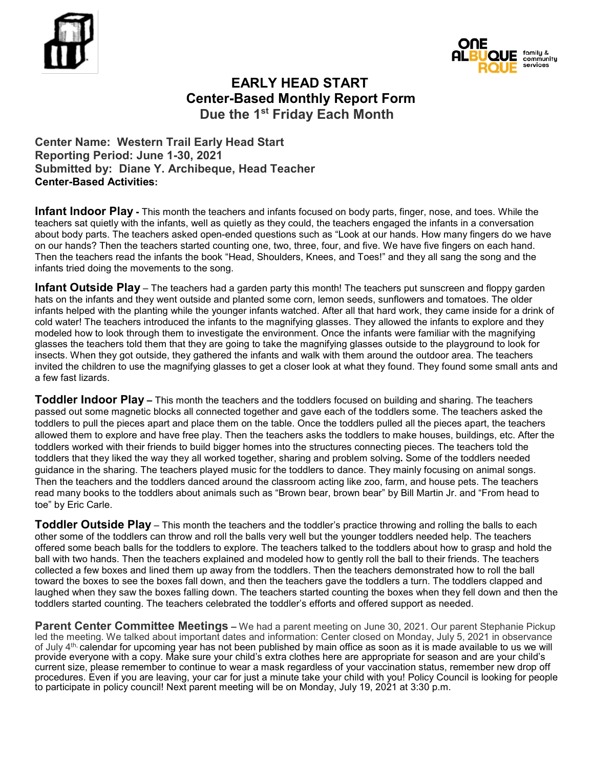# EARLY HEAD START
## Center-Based Monthly Report Form
### Due the 1st Friday Each Month

**Center Name: Western Trail Early Head Start**
**Reporting Period: June 1-30, 2021**
**Submitted by: Diane Y. Archibeque, Head Teacher**
**Center-Based Activities:**

**Infant Indoor Play -** This month the teachers and infants focused on body parts, finger, nose, and toes. While the teachers sat quietly with the infants, well as quietly as they could, the teachers engaged the infants in a conversation about body parts. The teachers asked open-ended questions such as "Look at our hands. How many fingers do we have on our hands? Then the teachers started counting one, two, three, four, and five. We have five fingers on each hand. Then the teachers read the infants the book "Head, Shoulders, Knees, and Toes!" and they all sang the song and the infants tried doing the movements to the song.

**Infant Outside Play** – The teachers had a garden party this month! The teachers put sunscreen and floppy garden hats on the infants and they went outside and planted some corn, lemon seeds, sunflowers and tomatoes. The older infants helped with the planting while the younger infants watched. After all that hard work, they came inside for a drink of cold water! The teachers introduced the infants to the magnifying glasses. They allowed the infants to explore and they modeled how to look through them to investigate the environment. Once the infants were familiar with the magnifying glasses the teachers told them that they are going to take the magnifying glasses outside to the playground to look for insects. When they got outside, they gathered the infants and walk with them around the outdoor area. The teachers invited the children to use the magnifying glasses to get a closer look at what they found. They found some small ants and a few fast lizards.

**Toddler Indoor Play –** This month the teachers and the toddlers focused on building and sharing. The teachers passed out some magnetic blocks all connected together and gave each of the toddlers some. The teachers asked the toddlers to pull the pieces apart and place them on the table. Once the toddlers pulled all the pieces apart, the teachers allowed them to explore and have free play. Then the teachers asks the toddlers to make houses, buildings, etc. After the toddlers worked with their friends to build bigger homes into the structures connecting pieces. The teachers told the toddlers that they liked the way they all worked together, sharing and problem solving**.** Some of the toddlers needed guidance in the sharing. The teachers played music for the toddlers to dance. They mainly focusing on animal songs. Then the teachers and the toddlers danced around the classroom acting like zoo, farm, and house pets. The teachers read many books to the toddlers about animals such as "Brown bear, brown bear" by Bill Martin Jr. and "From head to toe" by Eric Carle.

**Toddler Outside Play** – This month the teachers and the toddler's practice throwing and rolling the balls to each other some of the toddlers can throw and roll the balls very well but the younger toddlers needed help. The teachers offered some beach balls for the toddlers to explore. The teachers talked to the toddlers about how to grasp and hold the ball with two hands. Then the teachers explained and modeled how to gently roll the ball to their friends. The teachers collected a few boxes and lined them up away from the toddlers. Then the teachers demonstrated how to roll the ball toward the boxes to see the boxes fall down, and then the teachers gave the toddlers a turn. The toddlers clapped and laughed when they saw the boxes falling down. The teachers started counting the boxes when they fell down and then the toddlers started counting. The teachers celebrated the toddler's efforts and offered support as needed.

**Parent Center Committee Meetings –** We had a parent meeting on June 30, 2021. Our parent Stephanie Pickup led the meeting. We talked about important dates and information: Center closed on Monday, July 5, 2021 in observance of July 4th, calendar for upcoming year has not been published by main office as soon as it is made available to us we will provide everyone with a copy. Make sure your child's extra clothes here are appropriate for season and are your child's current size, please remember to continue to wear a mask regardless of your vaccination status, remember new drop off procedures. Even if you are leaving, your car for just a minute take your child with you! Policy Council is looking for people to participate in policy council! Next parent meeting will be on Monday, July 19, 2021 at 3:30 p.m.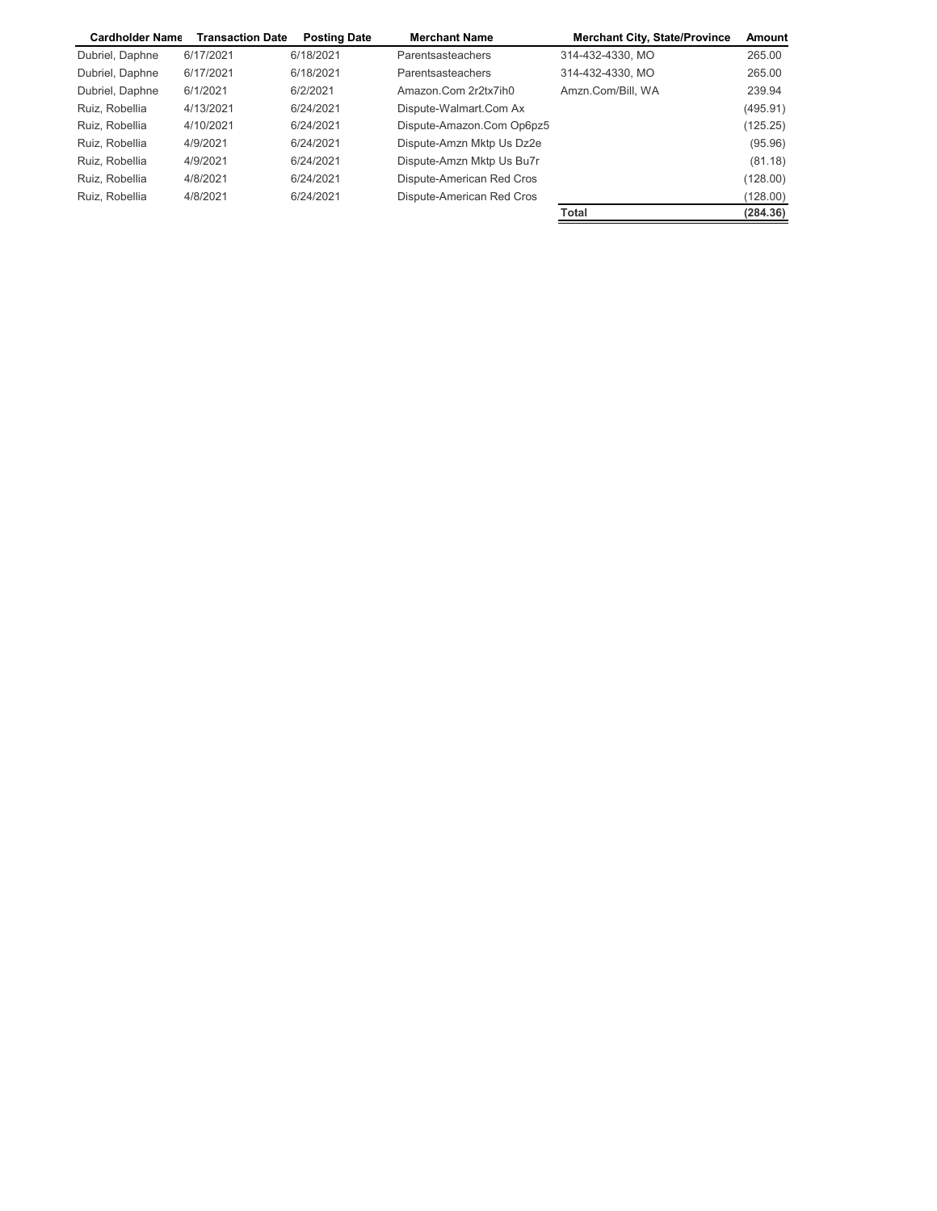| Cardholder Name | Transaction Date | Posting Date | Merchant Name | Merchant City, State/Province | Amount |
|---|---|---|---|---|---|
| Dubriel, Daphne | 6/17/2021 | 6/18/2021 | Parentsasteachers | 314-432-4330, MO | 265.00 |
| Dubriel, Daphne | 6/17/2021 | 6/18/2021 | Parentsasteachers | 314-432-4330, MO | 265.00 |
| Dubriel, Daphne | 6/1/2021 | 6/2/2021 | Amazon.Com 2r2tx7ih0 | Amzn.Com/Bill, WA | 239.94 |
| Ruiz, Robellia | 4/13/2021 | 6/24/2021 | Dispute-Walmart.Com Ax | | (495.91) |
| Ruiz, Robellia | 4/10/2021 | 6/24/2021 | Dispute-Amazon.Com Op6pz5 | | (125.25) |
| Ruiz, Robellia | 4/9/2021 | 6/24/2021 | Dispute-Amzn Mktp Us Dz2e | | (95.96) |
| Ruiz, Robellia | 4/9/2021 | 6/24/2021 | Dispute-Amzn Mktp Us Bu7r | | (81.18) |
| Ruiz, Robellia | 4/8/2021 | 6/24/2021 | Dispute-American Red Cros | | (128.00) |
| Ruiz, Robellia | 4/8/2021 | 6/24/2021 | Dispute-American Red Cros | | (128.00) |
| | | | | **Total** | **(284.36)** |